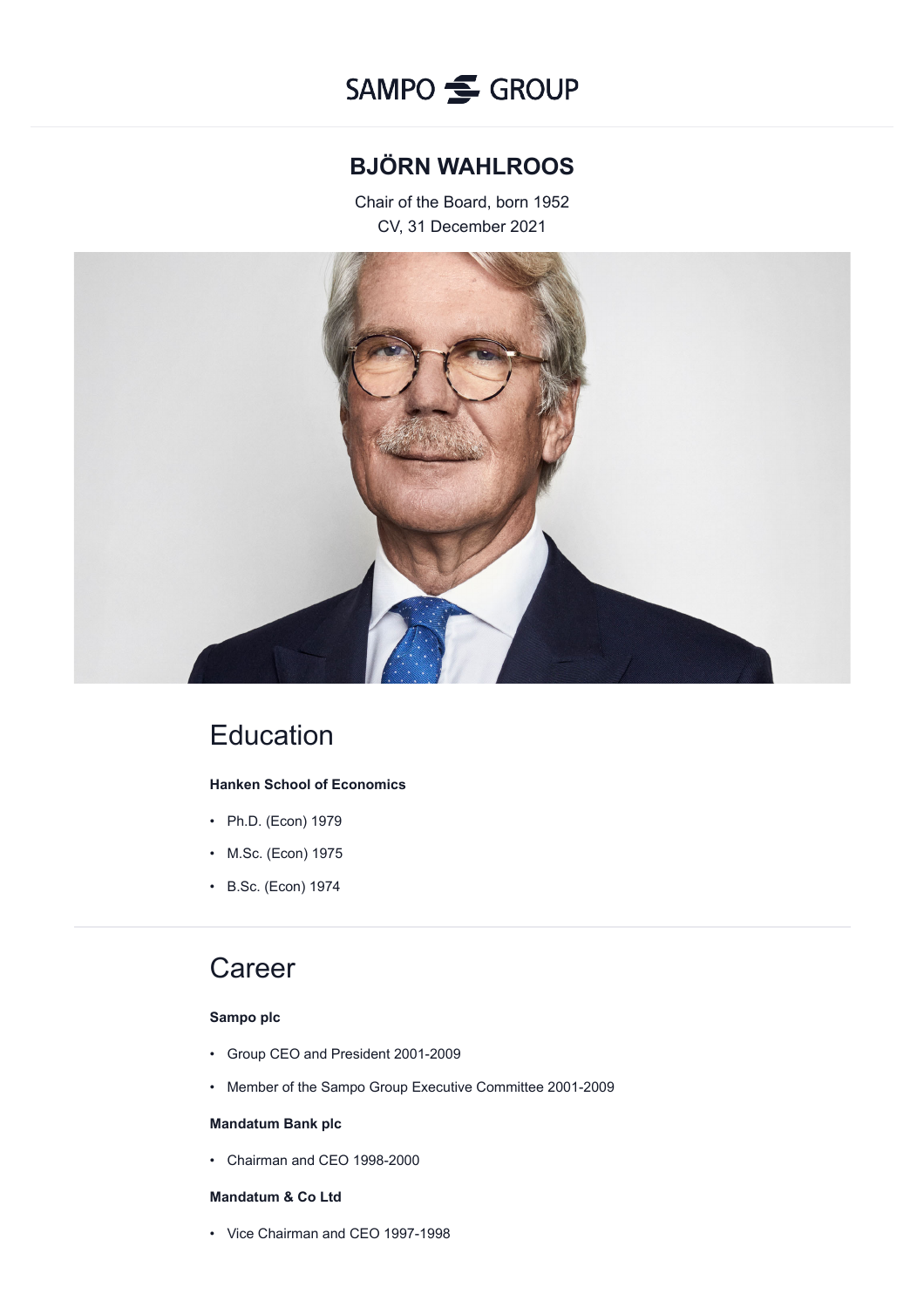SAMPO GROUP

# BJÖRN WAHLROOS

Chair of the Board, born 1952

CV, 31 December 2021

## Education

**Hanken School of Economics**

- Ph.D. (Econ) 1979
- M.Sc. (Econ) 1975
- B.Sc. (Econ) 1974

## Career

**Sampo plc**

- Group CEO and President 2001-2009
- Member of the Sampo Group Executive Committee 2001-2009

**Mandatum Bank plc**

- Chairman and CEO 1998-2000

**Mandatum & Co Ltd**

- Vice Chairman and CEO 1997-1998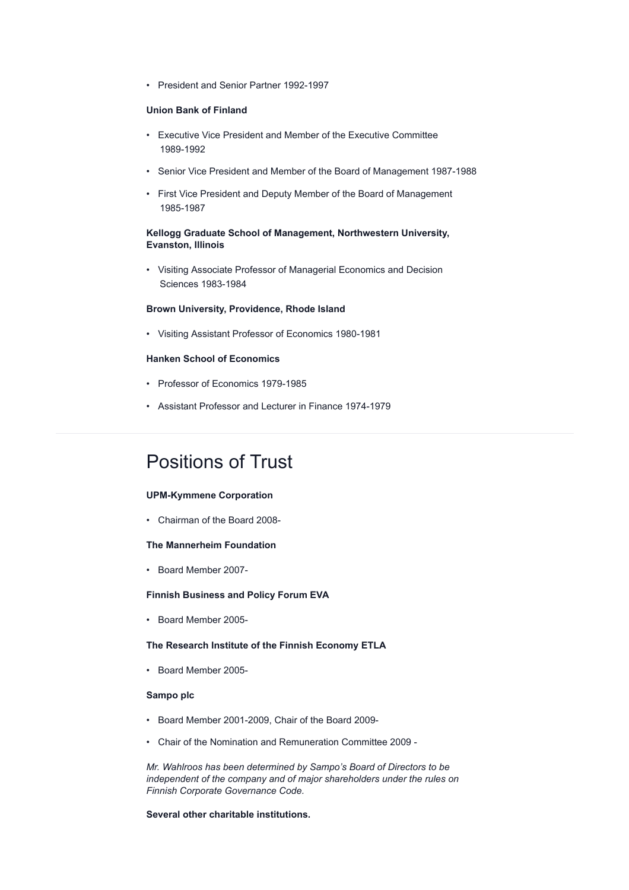- President and Senior Partner 1992-1997

**Union Bank of Finland**

- Executive Vice President and Member of the Executive Committee 1989-1992
- Senior Vice President and Member of the Board of Management 1987-1988
- First Vice President and Deputy Member of the Board of Management 1985-1987

**Kellogg Graduate School of Management, Northwestern University, Evanston, Illinois**

- Visiting Associate Professor of Managerial Economics and Decision Sciences 1983-1984

**Brown University, Providence, Rhode Island**

- Visiting Assistant Professor of Economics 1980-1981

**Hanken School of Economics**

- Professor of Economics 1979-1985
- Assistant Professor and Lecturer in Finance 1974-1979

---

# Positions of Trust

**UPM-Kymmene Corporation**

- Chairman of the Board 2008-

**The Mannerheim Foundation**

- Board Member 2007-

**Finnish Business and Policy Forum EVA**

- Board Member 2005-

**The Research Institute of the Finnish Economy ETLA**

- Board Member 2005-

**Sampo plc**

- Board Member 2001-2009, Chair of the Board 2009-
- Chair of the Nomination and Remuneration Committee 2009 -

*Mr. Wahlroos has been determined by Sampo's Board of Directors to be independent of the company and of major shareholders under the rules on Finnish Corporate Governance Code.*

**Several other charitable institutions.**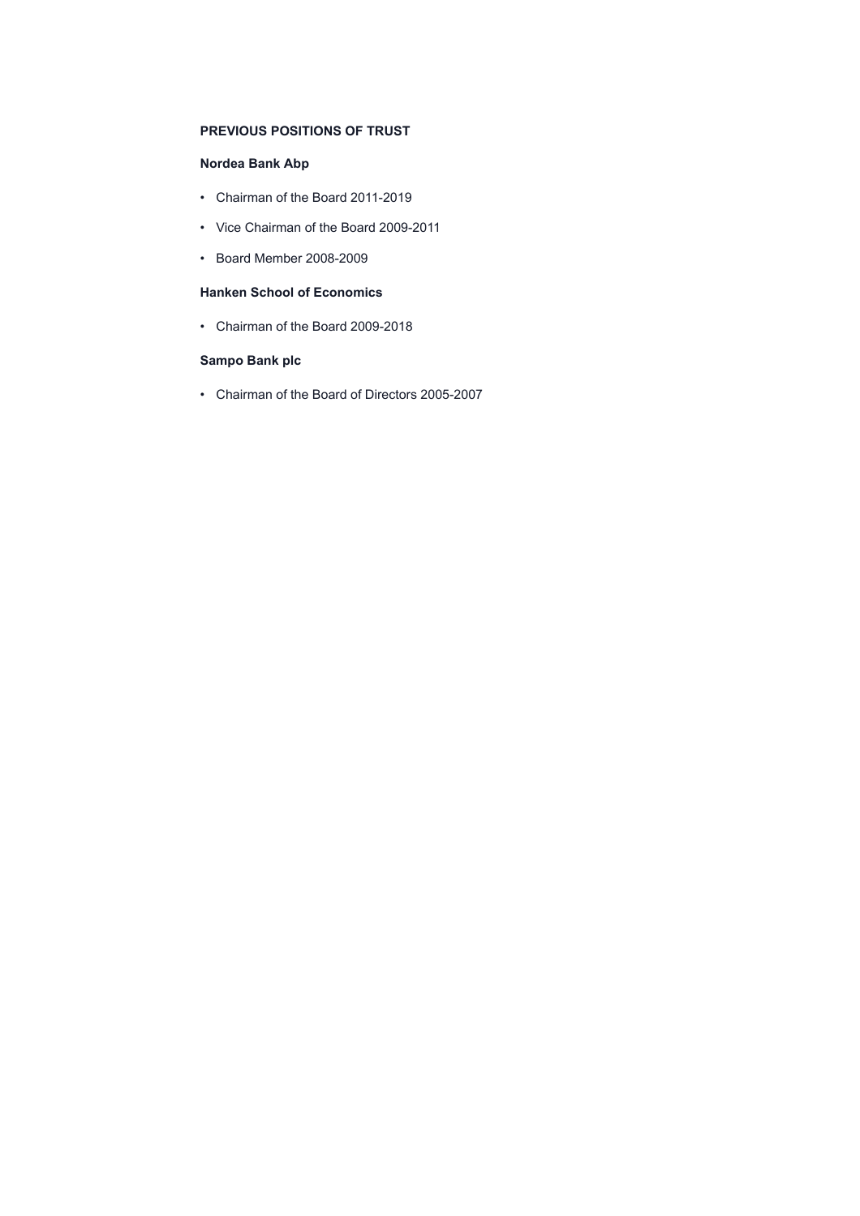## PREVIOUS POSITIONS OF TRUST

### Nordea Bank Abp

- Chairman of the Board 2011-2019
- Vice Chairman of the Board 2009-2011
- Board Member 2008-2009

### Hanken School of Economics

- Chairman of the Board 2009-2018

### Sampo Bank plc

- Chairman of the Board of Directors 2005-2007